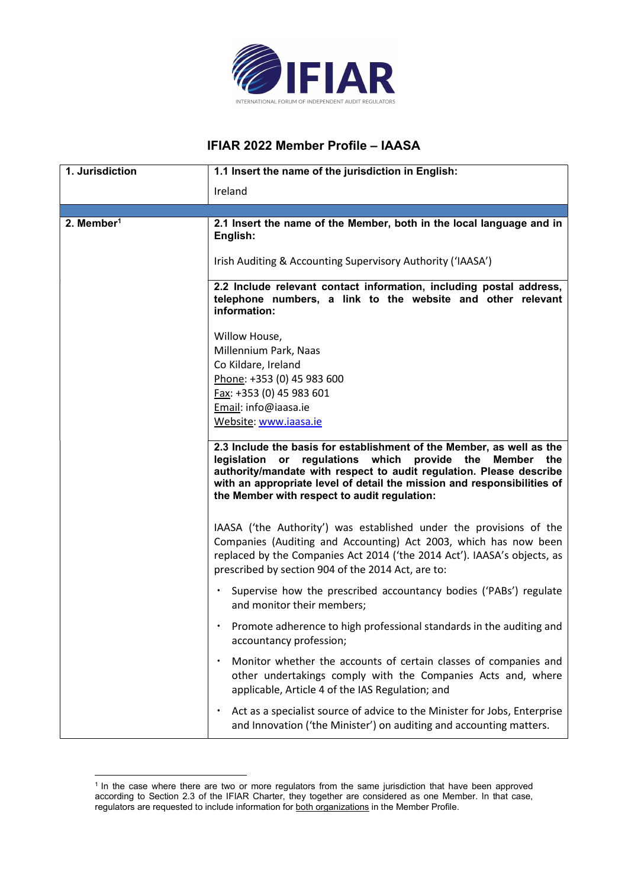IFIAR

INTERNATIONAL FORUM OF INDEPENDENT AUDIT REGULATORS

# IFIAR 2022 Member Profile – IAASA

| 1. Jurisdiction | **1.1 Insert the name of the jurisdiction in English:**<br><br>Ireland |
|---|---|
| | |
| 2. Member[1] | **2.1 Insert the name of the Member, both in the local language and in English:**<br><br>Irish Auditing & Accounting Supervisory Authority ('IAASA') |
| | **2.2 Include relevant contact information, including postal address, telephone numbers, a link to the website and other relevant information:**<br><br>Willow House,<br>Millennium Park, Naas<br>Co Kildare, Ireland<br>Phone: +353 (0) 45 983 600<br>Fax: +353 (0) 45 983 601<br>Email: info@iaasa.ie<br>Website: www.iaasa.ie |
| | **2.3 Include the basis for establishment of the Member, as well as the legislation or regulations which provide the Member the authority/mandate with respect to audit regulation. Please describe with an appropriate level of detail the mission and responsibilities of the Member with respect to audit regulation:**<br><br>IAASA ('the Authority') was established under the provisions of the Companies (Auditing and Accounting) Act 2003, which has now been replaced by the Companies Act 2014 ('the 2014 Act'). IAASA's objects, as prescribed by section 904 of the 2014 Act, are to:<br><br>• Supervise how the prescribed accountancy bodies ('PABs') regulate and monitor their members;<br><br>• Promote adherence to high professional standards in the auditing and accountancy profession;<br><br>• Monitor whether the accounts of certain classes of companies and other undertakings comply with the Companies Acts and, where applicable, Article 4 of the IAS Regulation; and<br><br>• Act as a specialist source of advice to the Minister for Jobs, Enterprise and Innovation ('the Minister') on auditing and accounting matters. |

[1] In the case where there are two or more regulators from the same jurisdiction that have been approved according to Section 2.3 of the IFIAR Charter, they together are considered as one Member. In that case, regulators are requested to include information for both organizations in the Member Profile.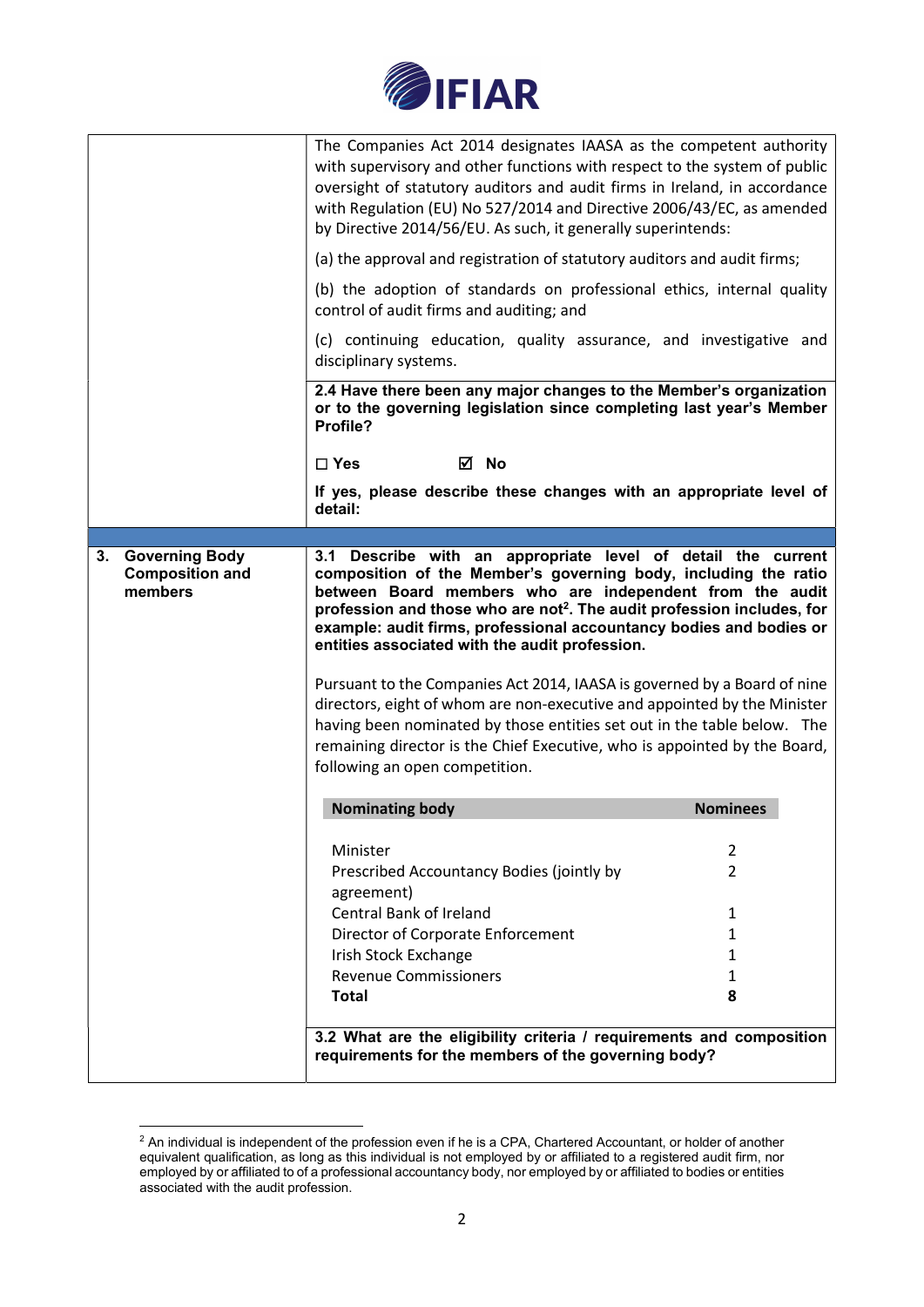The Companies Act 2014 designates IAASA as the competent authority with supervisory and other functions with respect to the system of public oversight of statutory auditors and audit firms in Ireland, in accordance with Regulation (EU) No 527/2014 and Directive 2006/43/EC, as amended by Directive 2014/56/EU. As such, it generally superintends:

(a) the approval and registration of statutory auditors and audit firms;

(b) the adoption of standards on professional ethics, internal quality control of audit firms and auditing; and

(c) continuing education, quality assurance, and investigative and disciplinary systems.

**2.4 Have there been any major changes to the Member's organization or to the governing legislation since completing last year's Member Profile?**

**☐ Yes ☑ No**

**If yes, please describe these changes with an appropriate level of detail:**

## 3. Governing Body Composition and members

**3.1 Describe with an appropriate level of detail the current composition of the Member's governing body, including the ratio between Board members who are independent from the audit profession and those who are not[2]. The audit profession includes, for example: audit firms, professional accountancy bodies and bodies or entities associated with the audit profession.**

Pursuant to the Companies Act 2014, IAASA is governed by a Board of nine directors, eight of whom are non-executive and appointed by the Minister having been nominated by those entities set out in the table below. The remaining director is the Chief Executive, who is appointed by the Board, following an open competition.

| Nominating body | Nominees |
|---|---|
| Minister | 2 |
| Prescribed Accountancy Bodies (jointly by agreement) | 2 |
| Central Bank of Ireland | 1 |
| Director of Corporate Enforcement | 1 |
| Irish Stock Exchange | 1 |
| Revenue Commissioners | 1 |
| **Total** | **8** |

**3.2 What are the eligibility criteria / requirements and composition requirements for the members of the governing body?**

[2] An individual is independent of the profession even if he is a CPA, Chartered Accountant, or holder of another equivalent qualification, as long as this individual is not employed by or affiliated to a registered audit firm, nor employed by or affiliated to of a professional accountancy body, nor employed by or affiliated to bodies or entities associated with the audit profession.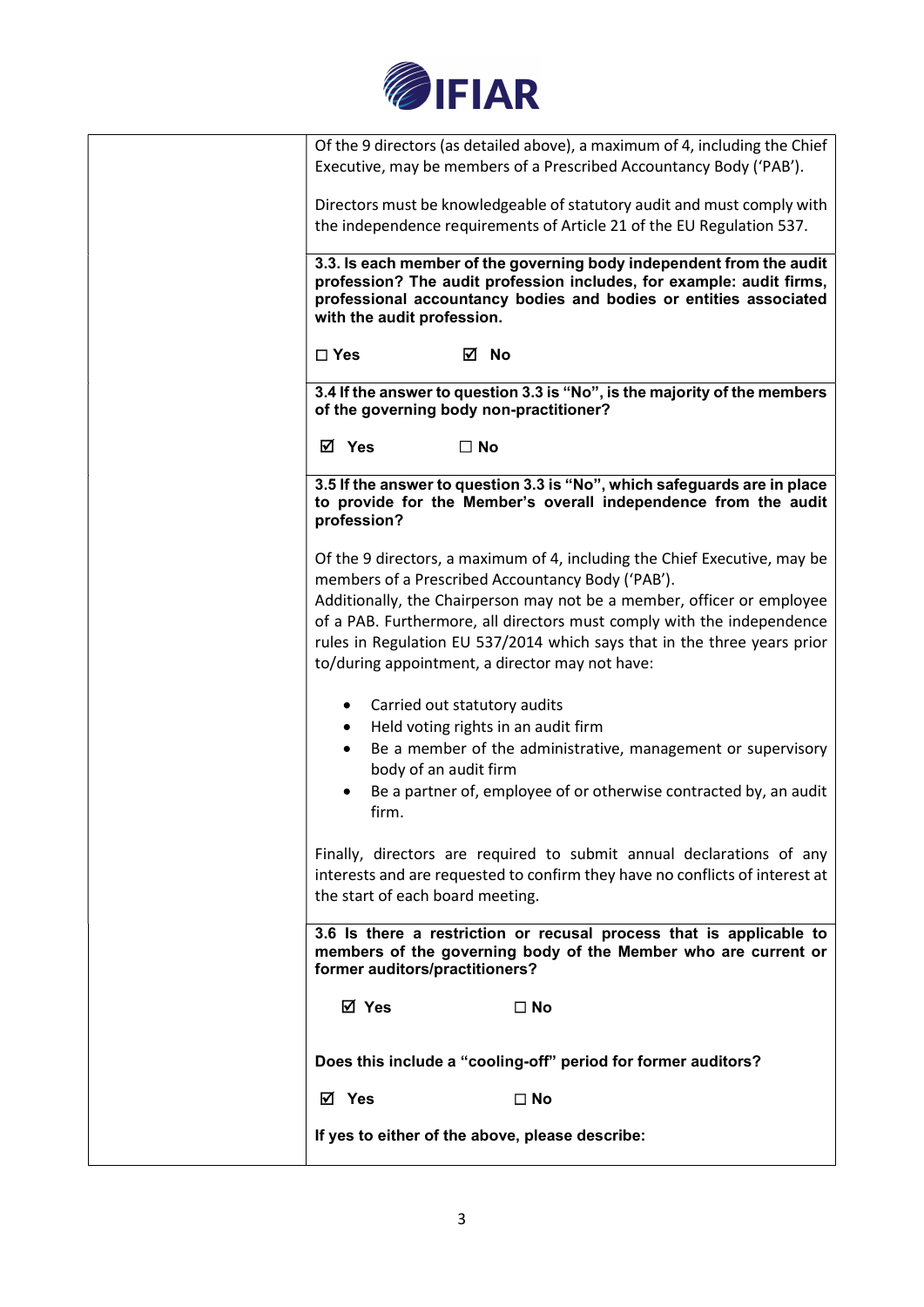Of the 9 directors (as detailed above), a maximum of 4, including the Chief Executive, may be members of a Prescribed Accountancy Body ('PAB').

Directors must be knowledgeable of statutory audit and must comply with the independence requirements of Article 21 of the EU Regulation 537.

**3.3. Is each member of the governing body independent from the audit profession? The audit profession includes, for example: audit firms, professional accountancy bodies and bodies or entities associated with the audit profession.**

☐ **Yes** ☑ **No**

**3.4 If the answer to question 3.3 is "No", is the majority of the members of the governing body non-practitioner?**

☑ **Yes** ☐ **No**

**3.5 If the answer to question 3.3 is "No", which safeguards are in place to provide for the Member's overall independence from the audit profession?**

Of the 9 directors, a maximum of 4, including the Chief Executive, may be members of a Prescribed Accountancy Body ('PAB').
Additionally, the Chairperson may not be a member, officer or employee of a PAB. Furthermore, all directors must comply with the independence rules in Regulation EU 537/2014 which says that in the three years prior to/during appointment, a director may not have:

- Carried out statutory audits
- Held voting rights in an audit firm
- Be a member of the administrative, management or supervisory body of an audit firm
- Be a partner of, employee of or otherwise contracted by, an audit firm.

Finally, directors are required to submit annual declarations of any interests and are requested to confirm they have no conflicts of interest at the start of each board meeting.

**3.6 Is there a restriction or recusal process that is applicable to members of the governing body of the Member who are current or former auditors/practitioners?**

☑ **Yes** ☐ **No**

**Does this include a "cooling-off" period for former auditors?**

☑ **Yes** ☐ **No**

**If yes to either of the above, please describe:**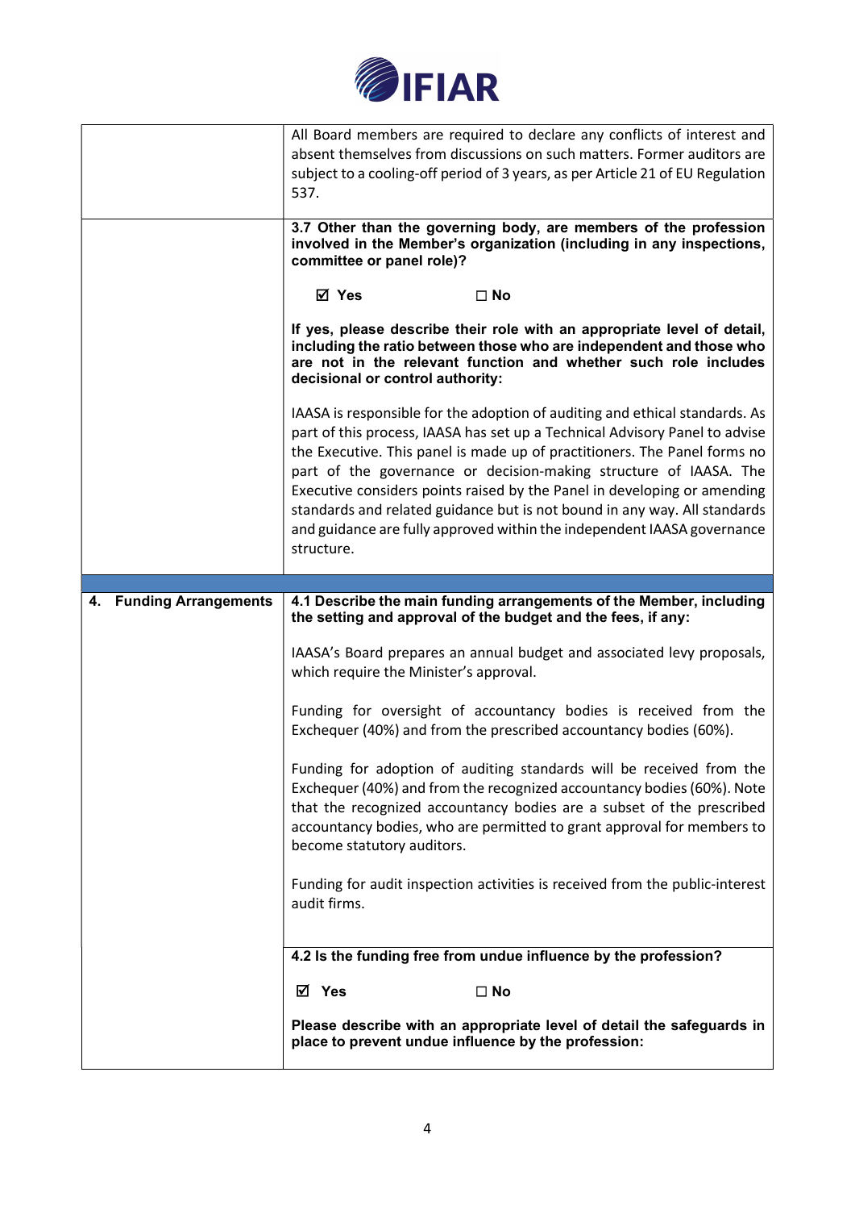| | |
|---|---|
| | All Board members are required to declare any conflicts of interest and absent themselves from discussions on such matters. Former auditors are subject to a cooling-off period of 3 years, as per Article 21 of EU Regulation 537. |
| | **3.7 Other than the governing body, are members of the profession involved in the Member's organization (including in any inspections, committee or panel role)?**<br><br>☑ **Yes** ☐ **No**<br><br>**If yes, please describe their role with an appropriate level of detail, including the ratio between those who are independent and those who are not in the relevant function and whether such role includes decisional or control authority:**<br><br>IAASA is responsible for the adoption of auditing and ethical standards. As part of this process, IAASA has set up a Technical Advisory Panel to advise the Executive. This panel is made up of practitioners. The Panel forms no part of the governance or decision-making structure of IAASA. The Executive considers points raised by the Panel in developing or amending standards and related guidance but is not bound in any way. All standards and guidance are fully approved within the independent IAASA governance structure. |
| | |
| **4. Funding Arrangements** | **4.1 Describe the main funding arrangements of the Member, including the setting and approval of the budget and the fees, if any:**<br><br>IAASA's Board prepares an annual budget and associated levy proposals, which require the Minister's approval.<br><br>Funding for oversight of accountancy bodies is received from the Exchequer (40%) and from the prescribed accountancy bodies (60%).<br><br>Funding for adoption of auditing standards will be received from the Exchequer (40%) and from the recognized accountancy bodies (60%). Note that the recognized accountancy bodies are a subset of the prescribed accountancy bodies, who are permitted to grant approval for members to become statutory auditors.<br><br>Funding for audit inspection activities is received from the public-interest audit firms. |
| | **4.2 Is the funding free from undue influence by the profession?**<br><br>☑ **Yes** ☐ **No**<br><br>**Please describe with an appropriate level of detail the safeguards in place to prevent undue influence by the profession:** |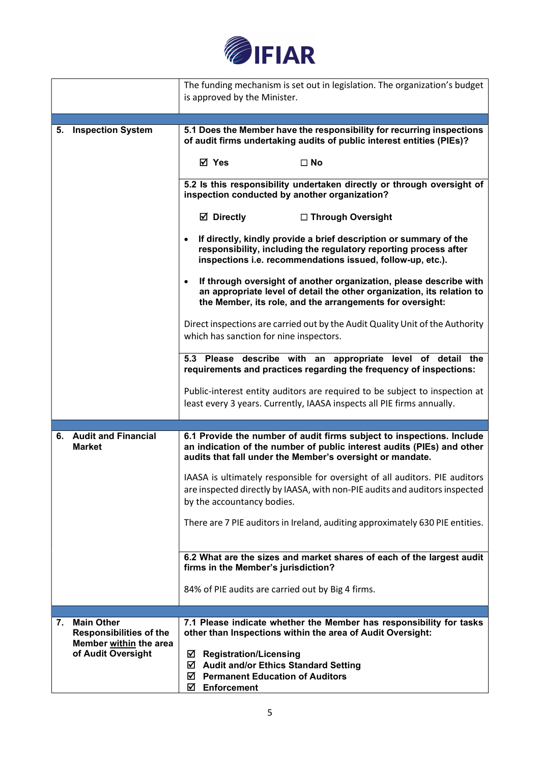| | |
|---|---|
| | The funding mechanism is set out in legislation. The organization's budget is approved by the Minister. |
| **5. Inspection System** | **5.1 Does the Member have the responsibility for recurring inspections of audit firms undertaking audits of public interest entities (PIEs)?**<br><br>☑ **Yes** ☐ **No** |
| | **5.2 Is this responsibility undertaken directly or through oversight of inspection conducted by another organization?**<br><br>☑ **Directly** ☐ **Through Oversight**<br><br>• **If directly, kindly provide a brief description or summary of the responsibility, including the regulatory reporting process after inspections i.e. recommendations issued, follow-up, etc.).**<br><br>• **If through oversight of another organization, please describe with an appropriate level of detail the other organization, its relation to the Member, its role, and the arrangements for oversight:**<br><br>Direct inspections are carried out by the Audit Quality Unit of the Authority which has sanction for nine inspectors. |
| | **5.3 Please describe with an appropriate level of detail the requirements and practices regarding the frequency of inspections:**<br><br>Public-interest entity auditors are required to be subject to inspection at least every 3 years. Currently, IAASA inspects all PIE firms annually. |
| **6. Audit and Financial Market** | **6.1 Provide the number of audit firms subject to inspections. Include an indication of the number of public interest audits (PIEs) and other audits that fall under the Member's oversight or mandate.**<br><br>IAASA is ultimately responsible for oversight of all auditors. PIE auditors are inspected directly by IAASA, with non-PIE audits and auditors inspected by the accountancy bodies.<br><br>There are 7 PIE auditors in Ireland, auditing approximately 630 PIE entities. |
| | **6.2 What are the sizes and market shares of each of the largest audit firms in the Member's jurisdiction?**<br><br>84% of PIE audits are carried out by Big 4 firms. |
| **7. Main Other Responsibilities of the Member <u>within</u> the area of Audit Oversight** | **7.1 Please indicate whether the Member has responsibility for tasks other than Inspections within the area of Audit Oversight:**<br><br>☑ **Registration/Licensing**<br>☑ **Audit and/or Ethics Standard Setting**<br>☑ **Permanent Education of Auditors**<br>☑ **Enforcement** |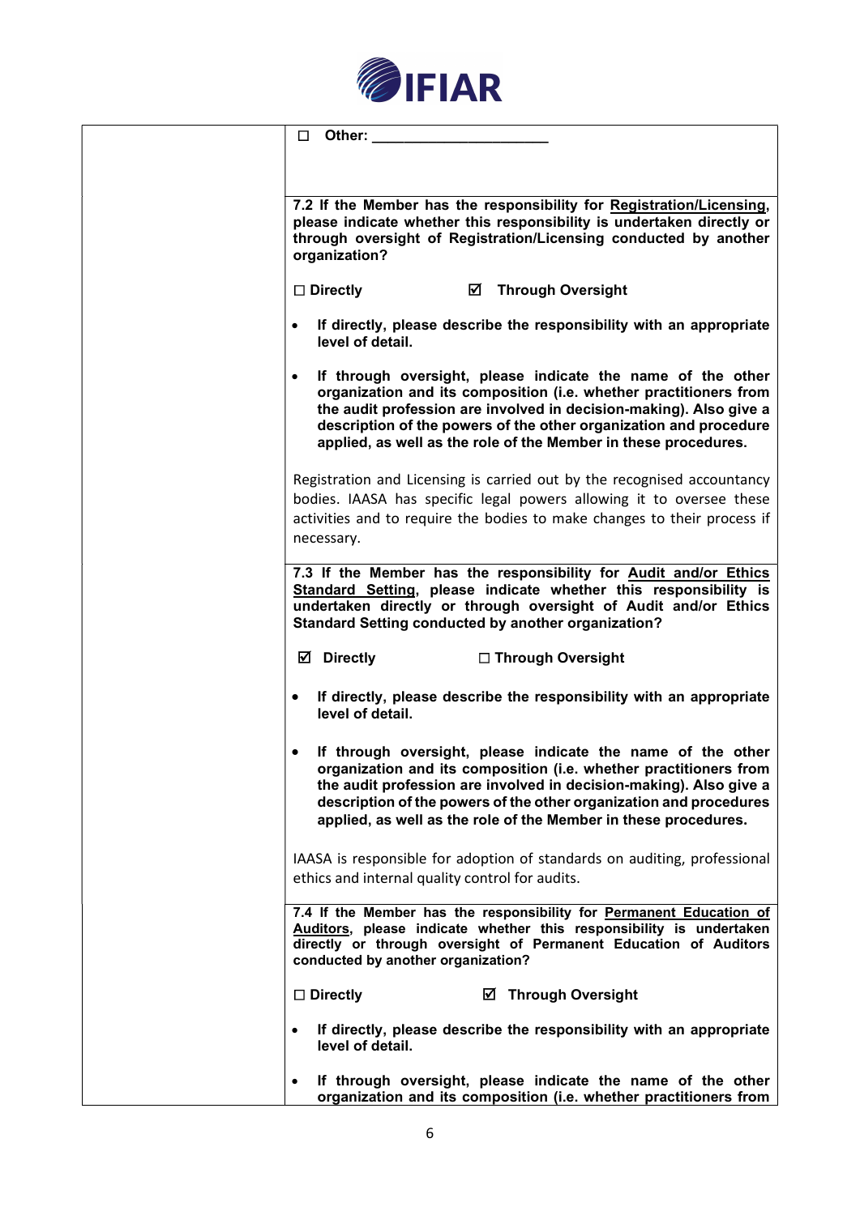| | ☐ Other: ______________________ |
|---|---|
| | **7.2 If the Member has the responsibility for <u>Registration/Licensing</u>, please indicate whether this responsibility is undertaken directly or through oversight of Registration/Licensing conducted by another organization?**<br><br>**☐ Directly ☑ Through Oversight**<br><br>• **If directly, please describe the responsibility with an appropriate level of detail.**<br><br>• **If through oversight, please indicate the name of the other organization and its composition (i.e. whether practitioners from the audit profession are involved in decision-making). Also give a description of the powers of the other organization and procedure applied, as well as the role of the Member in these procedures.**<br><br>Registration and Licensing is carried out by the recognised accountancy bodies. IAASA has specific legal powers allowing it to oversee these activities and to require the bodies to make changes to their process if necessary. |
| | **7.3 If the Member has the responsibility for <u>Audit and/or Ethics Standard Setting</u>, please indicate whether this responsibility is undertaken directly or through oversight of Audit and/or Ethics Standard Setting conducted by another organization?**<br><br>**☑ Directly ☐ Through Oversight**<br><br>• **If directly, please describe the responsibility with an appropriate level of detail.**<br><br>• **If through oversight, please indicate the name of the other organization and its composition (i.e. whether practitioners from the audit profession are involved in decision-making). Also give a description of the powers of the other organization and procedures applied, as well as the role of the Member in these procedures.**<br><br>IAASA is responsible for adoption of standards on auditing, professional ethics and internal quality control for audits. |
| | **7.4 If the Member has the responsibility for <u>Permanent Education of Auditors</u>, please indicate whether this responsibility is undertaken directly or through oversight of Permanent Education of Auditors conducted by another organization?**<br><br>**☐ Directly ☑ Through Oversight**<br><br>• **If directly, please describe the responsibility with an appropriate level of detail.**<br><br>• **If through oversight, please indicate the name of the other organization and its composition (i.e. whether practitioners from** |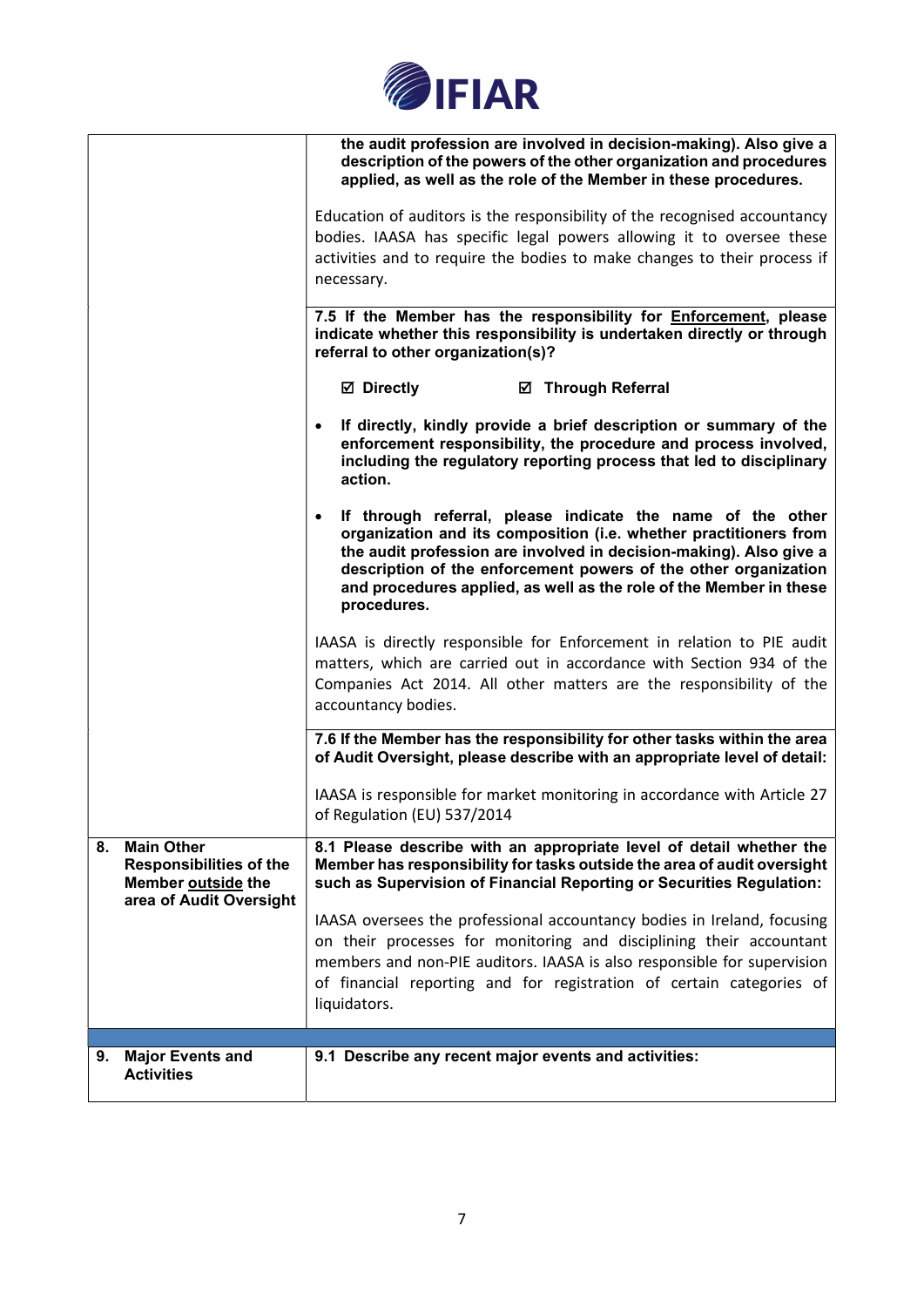| | |
|---|---|
| | **the audit profession are involved in decision-making). Also give a description of the powers of the other organization and procedures applied, as well as the role of the Member in these procedures.**<br><br>Education of auditors is the responsibility of the recognised accountancy bodies. IAASA has specific legal powers allowing it to oversee these activities and to require the bodies to make changes to their process if necessary. |
| | **7.5 If the Member has the responsibility for Enforcement, please indicate whether this responsibility is undertaken directly or through referral to other organization(s)?**<br><br>☑ **Directly** ☑ **Through Referral**<br><br>• **If directly, kindly provide a brief description or summary of the enforcement responsibility, the procedure and process involved, including the regulatory reporting process that led to disciplinary action.**<br><br>• **If through referral, please indicate the name of the other organization and its composition (i.e. whether practitioners from the audit profession are involved in decision-making). Also give a description of the enforcement powers of the other organization and procedures applied, as well as the role of the Member in these procedures.**<br><br>IAASA is directly responsible for Enforcement in relation to PIE audit matters, which are carried out in accordance with Section 934 of the Companies Act 2014. All other matters are the responsibility of the accountancy bodies. |
| | **7.6 If the Member has the responsibility for other tasks within the area of Audit Oversight, please describe with an appropriate level of detail:**<br><br>IAASA is responsible for market monitoring in accordance with Article 27 of Regulation (EU) 537/2014 |
| **8. Main Other Responsibilities of the Member outside the area of Audit Oversight** | **8.1 Please describe with an appropriate level of detail whether the Member has responsibility for tasks outside the area of audit oversight such as Supervision of Financial Reporting or Securities Regulation:**<br><br>IAASA oversees the professional accountancy bodies in Ireland, focusing on their processes for monitoring and disciplining their accountant members and non-PIE auditors. IAASA is also responsible for supervision of financial reporting and for registration of certain categories of liquidators. |
| **9. Major Events and Activities** | **9.1 Describe any recent major events and activities:** |